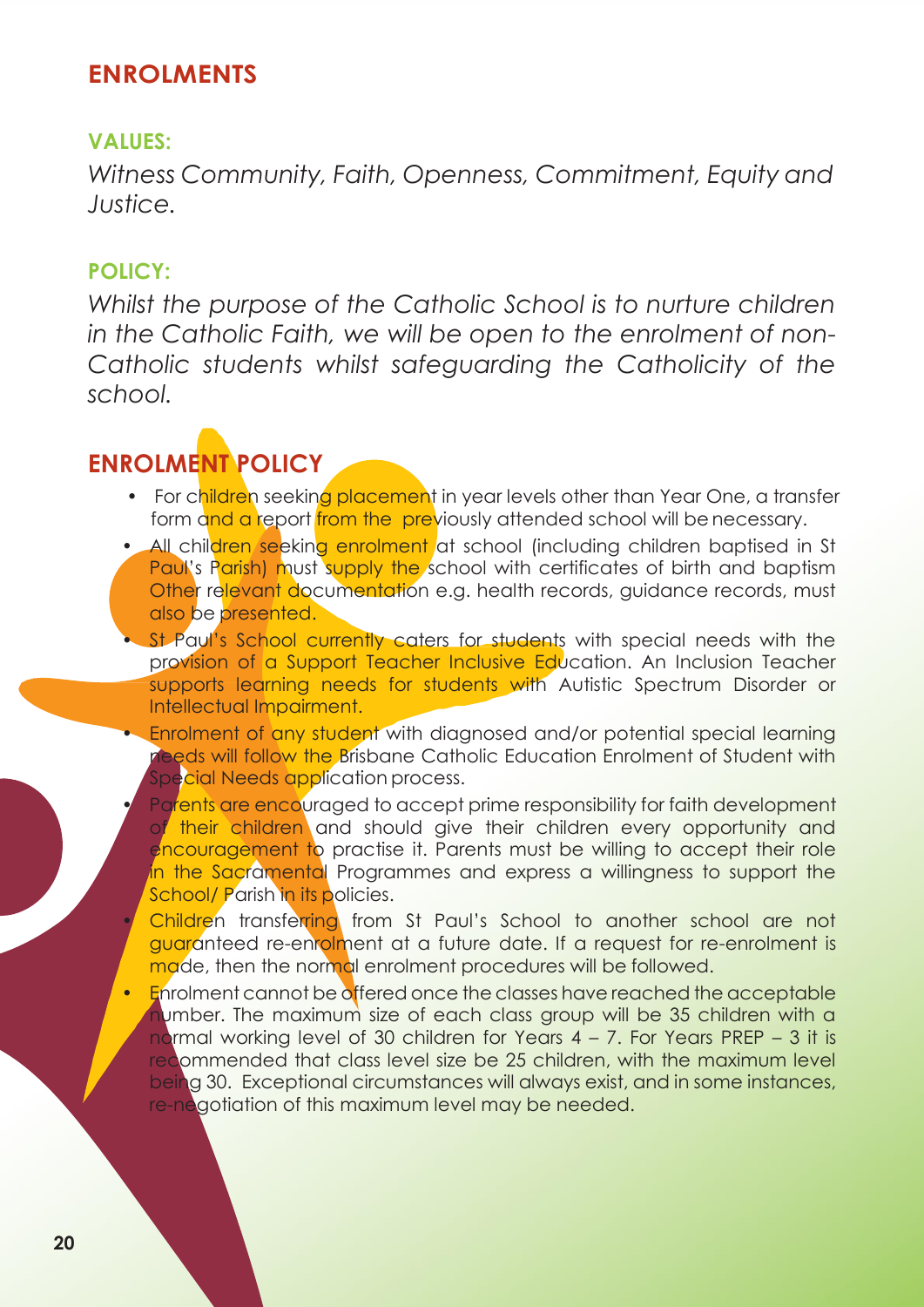# ENROLMENTS

## VALUES:

*Witness Community, Faith, Openness, Commitment, Equity and Justice.*

## POLICY:

*Whilst the purpose of the Catholic School is to nurture children in the Catholic Faith, we will be open to the enrolment of non-Catholic students whilst safeguarding the Catholicity of the school.*

# ENROLMENT POLICY

- For children seeking placement in year levels other than Year One, a transfer form and a report from the previously attended school will be necessary.
- All children seeking enrolment at school (including children baptised in St Paul's Parish) must supply the school with certificates of birth and baptism Other relevant documentation e.g. health records, guidance records, must also be presented.
- St Paul's School currently caters for students with special needs with the provision of a Support Teacher Inclusive Education. An Inclusion Teacher supports learning needs for students with Autistic Spectrum Disorder or Intellectual Impairment.
- Enrolment of any student with diagnosed and/or potential special learning needs will follow the Brisbane Catholic Education Enrolment of Student with Special Needs application process.
- Parents are encouraged to accept prime responsibility for faith development of their children and should give their children every opportunity and encouragement to practise it. Parents must be willing to accept their role in the Sacramental Programmes and express a willingness to support the School/ Parish in its policies.
- Children transferring from St Paul's School to another school are not guaranteed re-enrolment at a future date. If a request for re-enrolment is made, then the normal enrolment procedures will be followed.
- Enrolment cannot be offered once the classes have reached the acceptable number. The maximum size of each class group will be 35 children with a normal working level of 30 children for Years 4 – 7. For Years PREP – 3 it is recommended that class level size be 25 children, with the maximum level being 30. Exceptional circumstances will always exist, and in some instances, re-negotiation of this maximum level may be needed.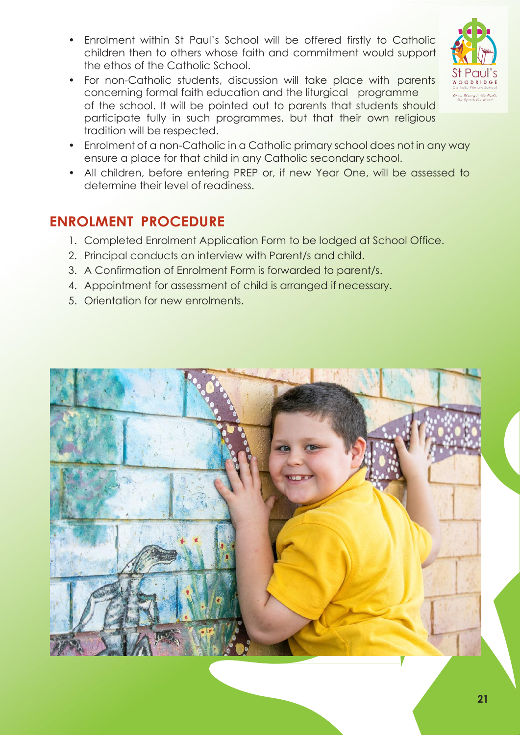- Enrolment within St Paul's School will be offered firstly to Catholic children then to others whose faith and commitment would support the ethos of the Catholic School.
- For non-Catholic students, discussion will take place with parents concerning formal faith education and the liturgical programme of the school. It will be pointed out to parents that students should participate fully in such programmes, but that their own religious tradition will be respected.
- Enrolment of a non-Catholic in a Catholic primary school does not in any way ensure a place for that child in any Catholic secondary school.
- All children, before entering PREP or, if new Year One, will be assessed to determine their level of readiness.

## ENROLMENT PROCEDURE

1. Completed Enrolment Application Form to be lodged at School Office.
2. Principal conducts an interview with Parent/s and child.
3. A Confirmation of Enrolment Form is forwarded to parent/s.
4. Appointment for assessment of child is arranged if necessary.
5. Orientation for new enrolments.